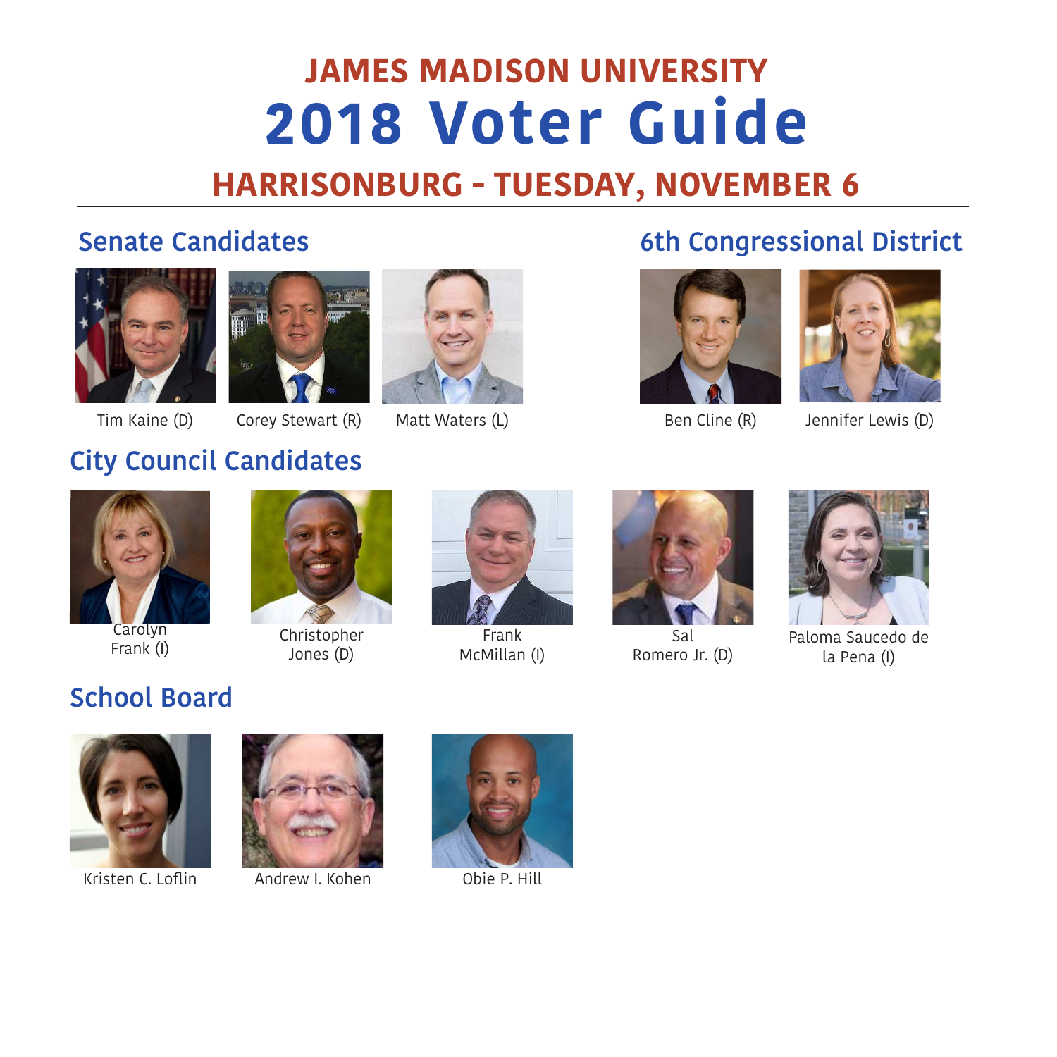# JAMES MADISON UNIVERSITY

# 2018 Voter Guide

## HARRISONBURG - TUESDAY, NOVEMBER 6

---

## Senate Candidates

Tim Kaine (D)

Corey Stewart (R)

Matt Waters (L)

## 6th Congressional District

Ben Cline (R)

Jennifer Lewis (D)

## City Council Candidates

Carolyn Frank (I)

Christopher Jones (D)

Frank McMillan (I)

Sal Romero Jr. (D)

Paloma Saucedo de la Pena (I)

## School Board

Kristen C. Loflin

Andrew I. Kohen

Obie P. Hill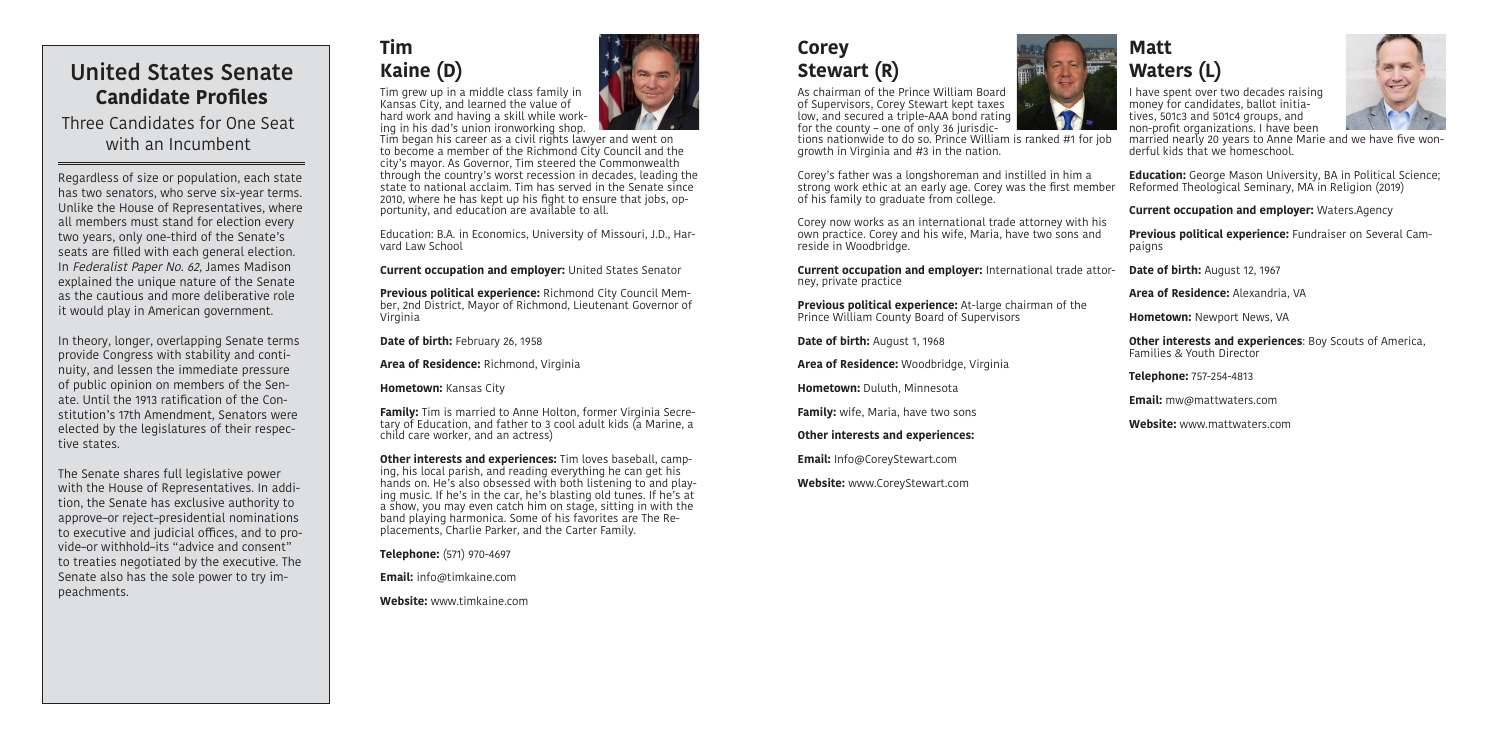# United States Senate **Candidate Profiles**

Three Candidates for One Seat with an Incumbent

Regardless of size or population, each state has two senators, who serve six-year terms. Unlike the House of Representatives, where all members must stand for election every two years, only one-third of the Senate's seats are filled with each general election. In *Federalist Paper No. 62*, James Madison explained the unique nature of the Senate as the cautious and more deliberative role it would play in American government.

In theory, longer, overlapping Senate terms provide Congress with stability and continuity, and lessen the immediate pressure of public opinion on members of the Senate. Until the 1913 ratification of the Constitution's 17th Amendment, Senators were elected by the legislatures of their respective states.

The Senate shares full legislative power with the House of Representatives. In addition, the Senate has exclusive authority to approve–or reject–presidential nominations to executive and judicial offices, and to provide–or withhold–its "advice and consent" to treaties negotiated by the executive. The Senate also has the sole power to try impeachments.

## Tim Kaine (D)

Tim grew up in a middle class family in Kansas City, and learned the value of hard work and having a skill while working in his dad's union ironworking shop. Tim began his career as a civil rights lawyer and went on to become a member of the Richmond City Council and the city's mayor. As Governor, Tim steered the Commonwealth through the country's worst recession in decades, leading the state to national acclaim. Tim has served in the Senate since 2010, where he has kept up his fight to ensure that jobs, opportunity, and education are available to all.

Education: B.A. in Economics, University of Missouri, J.D., Harvard Law School

**Current occupation and employer:** United States Senator

**Previous political experience:** Richmond City Council Member, 2nd District, Mayor of Richmond, Lieutenant Governor of Virginia

**Date of birth:** February 26, 1958

**Area of Residence:** Richmond, Virginia

**Hometown:** Kansas City

**Family:** Tim is married to Anne Holton, former Virginia Secretary of Education, and father to 3 cool adult kids (a Marine, a child care worker, and an actress)

**Other interests and experiences:** Tim loves baseball, camping, his local parish, and reading everything he can get his hands on. He's also obsessed with both listening to and playing music. If he's in the car, he's blasting old tunes. If he's at a show, you may even catch him on stage, sitting in with the band playing harmonica. Some of his favorites are The Replacements, Charlie Parker, and the Carter Family.

**Telephone:** (571) 970-4697

**Email:** info@timkaine.com

**Website:** www.timkaine.com

## Corey Stewart (R)

As chairman of the Prince William Board of Supervisors, Corey Stewart kept taxes low, and secured a triple-AAA bond rating for the county – one of only 36 jurisdictions nationwide to do so. Prince William is ranked #1 for job growth in Virginia and #3 in the nation.

Corey's father was a longshoreman and instilled in him a strong work ethic at an early age. Corey was the first member of his family to graduate from college.

Corey now works as an international trade attorney with his own practice. Corey and his wife, Maria, have two sons and reside in Woodbridge.

**Current occupation and employer:** International trade attorney, private practice

**Previous political experience:** At-large chairman of the Prince William County Board of Supervisors

**Date of birth:** August 1, 1968

**Area of Residence:** Woodbridge, Virginia

**Hometown:** Duluth, Minnesota

**Family:** wife, Maria, have two sons

**Other interests and experiences:**

**Email:** Info@CoreyStewart.com

**Website:** www.CoreyStewart.com

## Matt Waters (L)

I have spent over two decades raising money for candidates, ballot initiatives, 501c3 and 501c4 groups, and non-profit organizations. I have been married nearly 20 years to Anne Marie and we have five wonderful kids that we homeschool.

**Education:** George Mason University, BA in Political Science; Reformed Theological Seminary, MA in Religion (2019)

**Current occupation and employer:** Waters.Agency

**Previous political experience:** Fundraiser on Several Campaigns

**Date of birth:** August 12, 1967

**Area of Residence:** Alexandria, VA

**Hometown:** Newport News, VA

**Other interests and experiences**: Boy Scouts of America, Families & Youth Director

**Telephone:** 757-254-4813

**Email:** mw@mattwaters.com

**Website:** www.mattwaters.com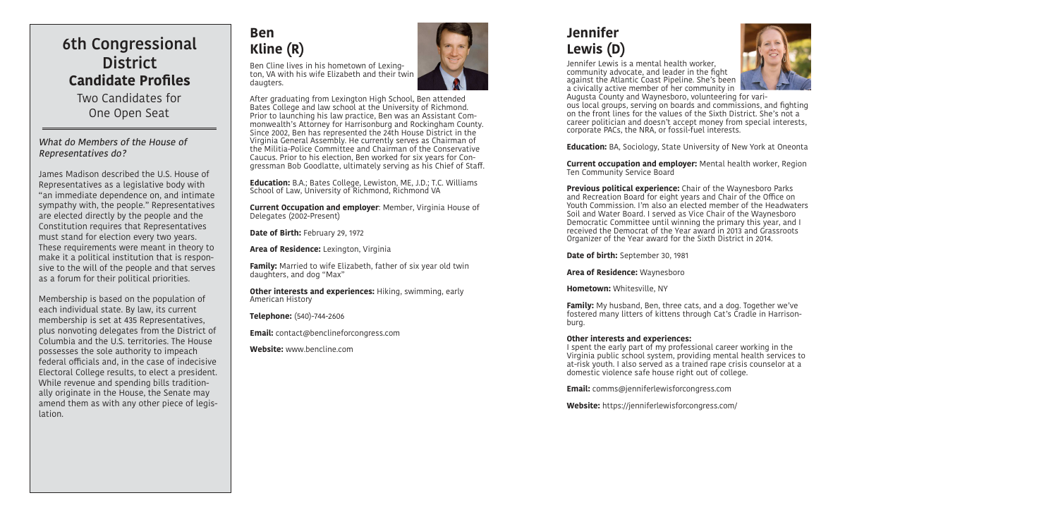## 6th Congressional District Candidate Profiles

Two Candidates for One Open Seat

*What do Members of the House of Representatives do?*

James Madison described the U.S. House of Representatives as a legislative body with "an immediate dependence on, and intimate sympathy with, the people." Representatives are elected directly by the people and the Constitution requires that Representatives must stand for election every two years. These requirements were meant in theory to make it a political institution that is responsive to the will of the people and that serves as a forum for their political priorities.

Membership is based on the population of each individual state. By law, its current membership is set at 435 Representatives, plus nonvoting delegates from the District of Columbia and the U.S. territories. The House possesses the sole authority to impeach federal officials and, in the case of indecisive Electoral College results, to elect a president. While revenue and spending bills traditionally originate in the House, the Senate may amend them as with any other piece of legislation.

## Ben Kline (R)

Ben Cline lives in his hometown of Lexington, VA with his wife Elizabeth and their twin daugters.

After graduating from Lexington High School, Ben attended Bates College and law school at the University of Richmond. Prior to launching his law practice, Ben was an Assistant Commonwealth's Attorney for Harrisonburg and Rockingham County. Since 2002, Ben has represented the 24th House District in the Virginia General Assembly. He currently serves as Chairman of the Militia-Police Committee and Chairman of the Conservative Caucus. Prior to his election, Ben worked for six years for Congressman Bob Goodlatte, ultimately serving as his Chief of Staff.

**Education:** B.A.; Bates College, Lewiston, ME, J.D.; T.C. Williams School of Law, University of Richmond, Richmond VA

**Current Occupation and employer**: Member, Virginia House of Delegates (2002-Present)

**Date of Birth:** February 29, 1972

**Area of Residence:** Lexington, Virginia

**Family:** Married to wife Elizabeth, father of six year old twin daughters, and dog "Max"

**Other interests and experiences:** Hiking, swimming, early American History

**Telephone:** (540)-744-2606

**Email:** contact@benclineforcongress.com

**Website:** www.bencline.com

## Jennifer Lewis (D)

Jennifer Lewis is a mental health worker, community advocate, and leader in the fight against the Atlantic Coast Pipeline. She's been a civically active member of her community in Augusta County and Waynesboro, volunteering for various local groups, serving on boards and commissions, and fighting on the front lines for the values of the Sixth District. She's not a career politician and doesn't accept money from special interests, corporate PACs, the NRA, or fossil-fuel interests.

**Education:** BA, Sociology, State University of New York at Oneonta

**Current occupation and employer:** Mental health worker, Region Ten Community Service Board

**Previous political experience:** Chair of the Waynesboro Parks and Recreation Board for eight years and Chair of the Office on Youth Commission. I'm also an elected member of the Headwaters Soil and Water Board. I served as Vice Chair of the Waynesboro Democratic Committee until winning the primary this year, and I received the Democrat of the Year award in 2013 and Grassroots Organizer of the Year award for the Sixth District in 2014.

**Date of birth:** September 30, 1981

**Area of Residence:** Waynesboro

**Hometown:** Whitesville, NY

**Family:** My husband, Ben, three cats, and a dog. Together we've fostered many litters of kittens through Cat's Cradle in Harrisonburg.

**Other interests and experiences:**
I spent the early part of my professional career working in the Virginia public school system, providing mental health services to at-risk youth. I also served as a trained rape crisis counselor at a domestic violence safe house right out of college.

**Email:** comms@jenniferlewisforcongress.com

**Website:** https://jenniferlewisforcongress.com/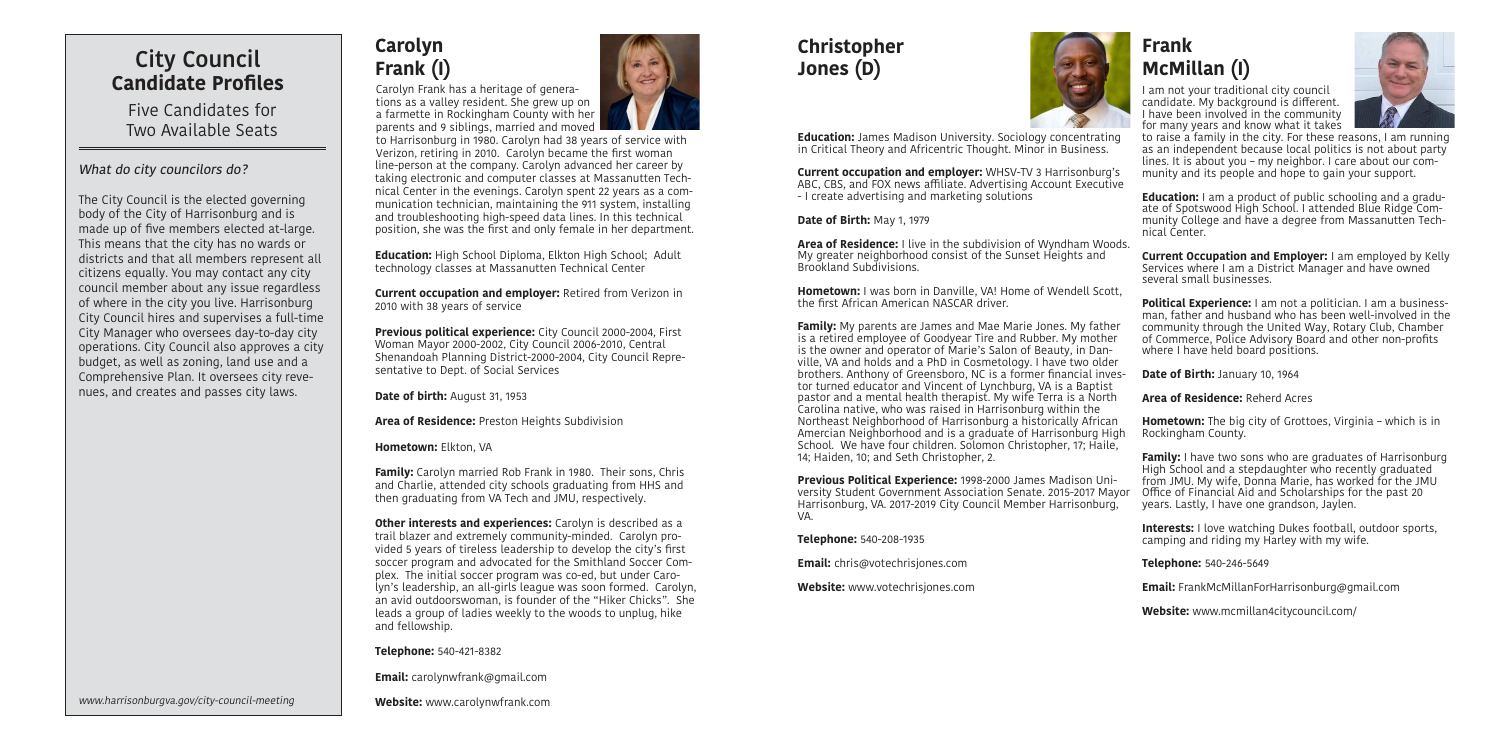# City Council Candidate Profiles

Five Candidates for Two Available Seats

*What do city councilors do?*

The City Council is the elected governing body of the City of Harrisonburg and is made up of five members elected at-large. This means that the city has no wards or districts and that all members represent all citizens equally. You may contact any city council member about any issue regardless of where in the city you live. Harrisonburg City Council hires and supervises a full-time City Manager who oversees day-to-day city operations. City Council also approves a city budget, as well as zoning, land use and a Comprehensive Plan. It oversees city revenues, and creates and passes city laws.

*www.harrisonburgva.gov/city-council-meeting*

## Carolyn Frank (I)

Carolyn Frank has a heritage of generations as a valley resident. She grew up on a farmette in Rockingham County with her parents and 9 siblings, married and moved to Harrisonburg in 1980. Carolyn had 38 years of service with Verizon, retiring in 2010. Carolyn became the first woman line-person at the company. Carolyn advanced her career by taking electronic and computer classes at Massanutten Technical Center in the evenings. Carolyn spent 22 years as a communication technician, maintaining the 911 system, installing and troubleshooting high-speed data lines. In this technical position, she was the first and only female in her department.

**Education:** High School Diploma, Elkton High School; Adult technology classes at Massanutten Technical Center

**Current occupation and employer:** Retired from Verizon in 2010 with 38 years of service

**Previous political experience:** City Council 2000-2004, First Woman Mayor 2000-2002, City Council 2006-2010, Central Shenandoah Planning District-2000-2004, City Council Representative to Dept. of Social Services

**Date of birth:** August 31, 1953

**Area of Residence:** Preston Heights Subdivision

**Hometown:** Elkton, VA

**Family:** Carolyn married Rob Frank in 1980. Their sons, Chris and Charlie, attended city schools graduating from HHS and then graduating from VA Tech and JMU, respectively.

**Other interests and experiences:** Carolyn is described as a trail blazer and extremely community-minded. Carolyn provided 5 years of tireless leadership to develop the city's first soccer program and advocated for the Smithland Soccer Complex. The initial soccer program was co-ed, but under Carolyn's leadership, an all-girls league was soon formed. Carolyn, an avid outdoorswoman, is founder of the "Hiker Chicks". She leads a group of ladies weekly to the woods to unplug, hike and fellowship.

**Telephone:** 540-421-8382

**Email:** carolynwfrank@gmail.com

**Website:** www.carolynwfrank.com

## Christopher Jones (D)

**Education:** James Madison University. Sociology concentrating in Critical Theory and Africentric Thought. Minor in Business.

**Current occupation and employer:** WHSV-TV 3 Harrisonburg's ABC, CBS, and FOX news affiliate. Advertising Account Executive - I create advertising and marketing solutions

**Date of Birth:** May 1, 1979

**Area of Residence:** I live in the subdivision of Wyndham Woods. My greater neighborhood consist of the Sunset Heights and Brookland Subdivisions.

**Hometown:** I was born in Danville, VA! Home of Wendell Scott, the first African American NASCAR driver.

**Family:** My parents are James and Mae Marie Jones. My father is a retired employee of Goodyear Tire and Rubber. My mother is the owner and operator of Marie's Salon of Beauty, in Danville, VA and holds and a PhD in Cosmetology. I have two older brothers. Anthony of Greensboro, NC is a former financial investor turned educator and Vincent of Lynchburg, VA is a Baptist pastor and a mental health therapist. My wife Terra is a North Carolina native, who was raised in Harrisonburg within the Northeast Neighborhood of Harrisonburg a historically African Amercian Neighborhood and is a graduate of Harrisonburg High School. We have four children. Solomon Christopher, 17; Haile, 14; Haiden, 10; and Seth Christopher, 2.

**Previous Political Experience:** 1998-2000 James Madison University Student Government Association Senate. 2015-2017 Mayor Harrisonburg, VA. 2017-2019 City Council Member Harrisonburg, VA.

**Telephone:** 540-208-1935

**Email:** chris@votechrisjones.com

**Website:** www.votechrisjones.com

## Frank McMillan (I)

I am not your traditional city council candidate. My background is different. I have been involved in the community for many years and know what it takes to raise a family in the city. For these reasons, I am running as an independent because local politics is not about party lines. It is about you – my neighbor. I care about our community and its people and hope to gain your support.

**Education:** I am a product of public schooling and a graduate of Spotswood High School. I attended Blue Ridge Community College and have a degree from Massanutten Technical Center.

**Current Occupation and Employer:** I am employed by Kelly Services where I am a District Manager and have owned several small businesses.

**Political Experience:** I am not a politician. I am a businessman, father and husband who has been well-involved in the community through the United Way, Rotary Club, Chamber of Commerce, Police Advisory Board and other non-profits where I have held board positions.

**Date of Birth:** January 10, 1964

**Area of Residence:** Reherd Acres

**Hometown:** The big city of Grottoes, Virginia – which is in Rockingham County.

**Family:** I have two sons who are graduates of Harrisonburg High School and a stepdaughter who recently graduated from JMU. My wife, Donna Marie, has worked for the JMU Office of Financial Aid and Scholarships for the past 20 years. Lastly, I have one grandson, Jaylen.

**Interests:** I love watching Dukes football, outdoor sports, camping and riding my Harley with my wife.

**Telephone:** 540-246-5649

**Email:** FrankMcMillanForHarrisonburg@gmail.com

**Website:** www.mcmillan4citycouncil.com/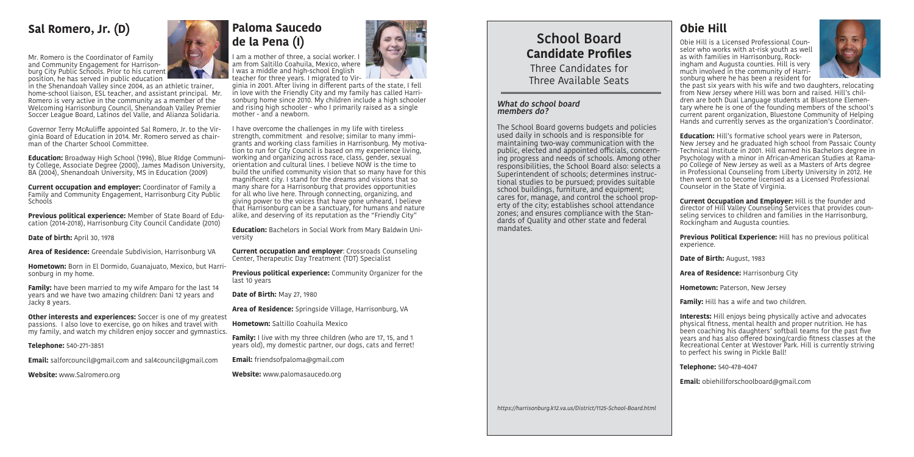## Sal Romero, Jr. (D)

Mr. Romero is the Coordinator of Family and Community Engagement for Harrisonburg City Public Schools. Prior to his current position, he has served in public education in the Shenandoah Valley since 2004, as an athletic trainer, home-school liaison, ESL teacher, and assistant principal. Mr. Romero is very active in the community as a member of the Welcoming Harrisonburg Council, Shenandoah Valley Premier Soccer League Board, Latinos del Valle, and Alianza Solidaria.

Governor Terry McAuliffe appointed Sal Romero, Jr. to the Virginia Board of Education in 2014. Mr. Romero served as chairman of the Charter School Committee.

**Education:** Broadway High School (1996), Blue RIdge Community College, Associate Degree (2000), James Madison University, BA (2004), Shenandoah University, MS in Education (2009)

**Current occupation and employer:** Coordinator of Family a Family and Community Engagement, Harrisonburg City Public Schools

**Previous political experience:** Member of State Board of Education (2014-2018), Harrisonburg City Council Candidate (2010)

**Date of birth:** April 30, 1978

**Area of Residence:** Greendale Subdivision, Harrisonburg VA

**Hometown:** Born in El Dormido, Guanajuato, Mexico, but Harrisonburg in my home.

**Family:** have been married to my wife Amparo for the last 14 years and we have two amazing children: Dani 12 years and Jacky 8 years.

**Other interests and experiences:** Soccer is one of my greatest passions. I also love to exercise, go on hikes and travel with my family, and watch my children enjoy soccer and gymnastics.

**Telephone:** 540-271-3851

**Email:** salforcouncil@gmail.com and sal4council@gmail.com

**Website:** www.Salromero.org

## Paloma Saucedo de la Pena (I)

I am a mother of three, a social worker. I am from Saltillo Coahuila, Mexico, where I was a middle and high-school English teacher for three years. I migrated to Virginia in 2001. After living in different parts of the state, I fell in love with the Friendly City and my family has called Harrisonburg home since 2010. My children include a high schooler and rising high schooler - who I primarily raised as a single mother - and a newborn.

I have overcome the challenges in my life with tireless strength, commitment and resolve; similar to many immigrants and working class families in Harrisonburg. My motivation to run for City Council is based on my experience living, working and organizing across race, class, gender, sexual orientation and cultural lines. I believe NOW is the time to build the unified community vision that so many have for this magnificent city. I stand for the dreams and visions that so many share for a Harrisonburg that provides opportunities for all who live here. Through connecting, organizing, and giving power to the voices that have gone unheard, I believe that Harrisonburg can be a sanctuary, for humans and nature alike, and deserving of its reputation as the "Friendly City"

**Education:** Bachelors in Social Work from Mary Baldwin University

**Current occupation and employer**: Crossroads Counseling Center, Therapeutic Day Treatment (TDT) Specialist

**Previous political experience:** Community Organizer for the last 10 years

**Date of Birth:** May 27, 1980

**Area of Residence:** Springside Village, Harrisonburg, VA

**Hometown:** Saltillo Coahuila Mexico

**Family:** I live with my three children (who are 17, 15, and 1 years old), my domestic partner, our dogs, cats and ferret!

**Email:** friendsofpaloma@gmail.com

**Website:** www.palomasaucedo.org

# School Board Candidate Profiles

Three Candidates for Three Available Seats

### *What do school board members do?*

The School Board governs budgets and policies used daily in schools and is responsible for maintaining two-way communication with the public, elected and appointed officials, concerning progress and needs of schools. Among other responsibilities, the School Board also: selects a Superintendent of schools; determines instructional studies to be pursued; provides suitable school buildings, furniture, and equipment; cares for, manage, and control the school property of the city; establishes school attendance zones; and ensures compliance with the Standards of Quality and other state and federal mandates.

*https://harrisonburg.k12.va.us/District/1125-School-Board.html*

## Obie Hill

Obie Hill is a Licensed Professional Counselor who works with at-risk youth as well as with families in Harrisonburg, Rockingham and Augusta counties. Hill is very much involved in the community of Harrisonburg where he has been a resident for the past six years with his wife and two daughters, relocating from New Jersey where Hill was born and raised. Hill's children are both Dual Language students at Bluestone Elementary where he is one of the founding members of the school's current parent organization, Bluestone Community of Helping Hands and currently serves as the organization's Coordinator.

**Education:** Hill's formative school years were in Paterson, New Jersey and he graduated high school from Passaic County Technical Institute in 2001. Hill earned his Bachelors degree in Psychology with a minor in African-American Studies at Ramapo College of New Jersey as well as a Masters of Arts degree in Professional Counseling from Liberty University in 2012. He then went on to become licensed as a Licensed Professional Counselor in the State of Virginia.

**Current Occupation and Employer:** Hill is the founder and director of Hill Valley Counseling Services that provides counseling services to children and families in the Harrisonburg, Rockingham and Augusta counties.

**Previous Political Experience:** Hill has no previous political experience.

**Date of Birth:** August, 1983

**Area of Residence:** Harrisonburg City

**Hometown:** Paterson, New Jersey

**Family:** Hill has a wife and two children.

**Interests:** Hill enjoys being physically active and advocates physical fitness, mental health and proper nutrition. He has been coaching his daughters' softball teams for the past five years and has also offered boxing/cardio fitness classes at the Recreational Center at Westover Park. Hill is currently striving to perfect his swing in Pickle Ball!

**Telephone:** 540-478-4047

**Email:** obiehillforschoolboard@gmail.com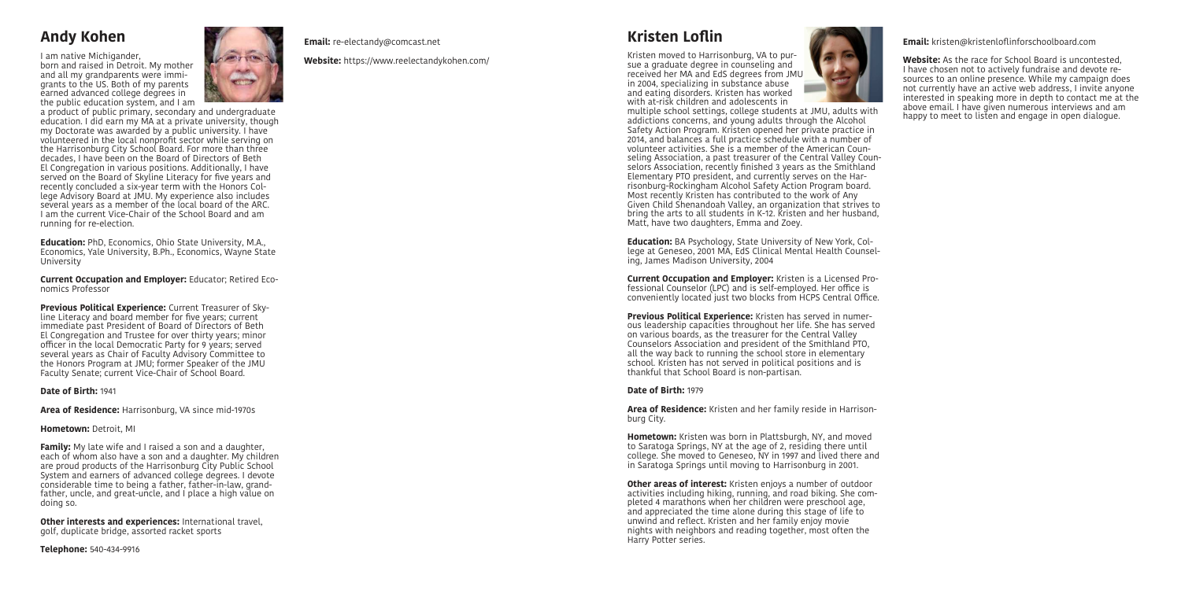## Andy Kohen

I am native Michigander, born and raised in Detroit. My mother and all my grandparents were immigrants to the US. Both of my parents earned advanced college degrees in the public education system, and I am a product of public primary, secondary and undergraduate education. I did earn my MA at a private university, though my Doctorate was awarded by a public university. I have volunteered in the local nonprofit sector while serving on the Harrisonburg City School Board. For more than three decades, I have been on the Board of Directors of Beth El Congregation in various positions. Additionally, I have served on the Board of Skyline Literacy for five years and recently concluded a six-year term with the Honors College Advisory Board at JMU. My experience also includes several years as a member of the local board of the ARC. I am the current Vice-Chair of the School Board and am running for re-election.

**Education:** PhD, Economics, Ohio State University, M.A., Economics, Yale University, B.Ph., Economics, Wayne State University

**Current Occupation and Employer:** Educator; Retired Economics Professor

**Previous Political Experience:** Current Treasurer of Skyline Literacy and board member for five years; current immediate past President of Board of Directors of Beth El Congregation and Trustee for over thirty years; minor officer in the local Democratic Party for 9 years; served several years as Chair of Faculty Advisory Committee to the Honors Program at JMU; former Speaker of the JMU Faculty Senate; current Vice-Chair of School Board.

**Date of Birth:** 1941

**Area of Residence:** Harrisonburg, VA since mid-1970s

**Hometown:** Detroit, MI

**Family:** My late wife and I raised a son and a daughter, each of whom also have a son and a daughter. My children are proud products of the Harrisonburg City Public School System and earners of advanced college degrees. I devote considerable time to being a father, father-in-law, grandfather, uncle, and great-uncle, and I place a high value on doing so.

**Other interests and experiences:** International travel, golf, duplicate bridge, assorted racket sports

**Telephone:** 540-434-9916

**Email:** re-electandy@comcast.net

**Website:** https://www.reelectandykohen.com/

## Kristen Loflin

Kristen moved to Harrisonburg, VA to pursue a graduate degree in counseling and received her MA and EdS degrees from JMU in 2004, specializing in substance abuse and eating disorders. Kristen has worked with at-risk children and adolescents in multiple school settings, college students at JMU, adults with addictions concerns, and young adults through the Alcohol Safety Action Program. Kristen opened her private practice in 2014, and balances a full practice schedule with a number of volunteer activities. She is a member of the American Counseling Association, a past treasurer of the Central Valley Counselors Association, recently finished 3 years as the Smithland Elementary PTO president, and currently serves on the Harrisonburg-Rockingham Alcohol Safety Action Program board. Most recently Kristen has contributed to the work of Any Given Child Shenandoah Valley, an organization that strives to bring the arts to all students in K-12. Kristen and her husband, Matt, have two daughters, Emma and Zoey.

**Education:** BA Psychology, State University of New York, College at Geneseo, 2001 MA, EdS Clinical Mental Health Counseling, James Madison University, 2004

**Current Occupation and Employer:** Kristen is a Licensed Professional Counselor (LPC) and is self-employed. Her office is conveniently located just two blocks from HCPS Central Office.

**Previous Political Experience:** Kristen has served in numerous leadership capacities throughout her life. She has served on various boards, as the treasurer for the Central Valley Counselors Association and president of the Smithland PTO, all the way back to running the school store in elementary school. Kristen has not served in political positions and is thankful that School Board is non-partisan.

**Date of Birth:** 1979

**Area of Residence:** Kristen and her family reside in Harrisonburg City.

**Hometown:** Kristen was born in Plattsburgh, NY, and moved to Saratoga Springs, NY at the age of 2, residing there until college. She moved to Geneseo, NY in 1997 and lived there and in Saratoga Springs until moving to Harrisonburg in 2001.

**Other areas of interest:** Kristen enjoys a number of outdoor activities including hiking, running, and road biking. She completed 4 marathons when her children were preschool age, and appreciated the time alone during this stage of life to unwind and reflect. Kristen and her family enjoy movie nights with neighbors and reading together, most often the Harry Potter series.

**Email:** kristen@kristenloflinforschoolboard.com

**Website:** As the race for School Board is uncontested, I have chosen not to actively fundraise and devote resources to an online presence. While my campaign does not currently have an active web address, I invite anyone interested in speaking more in depth to contact me at the above email. I have given numerous interviews and am happy to meet to listen and engage in open dialogue.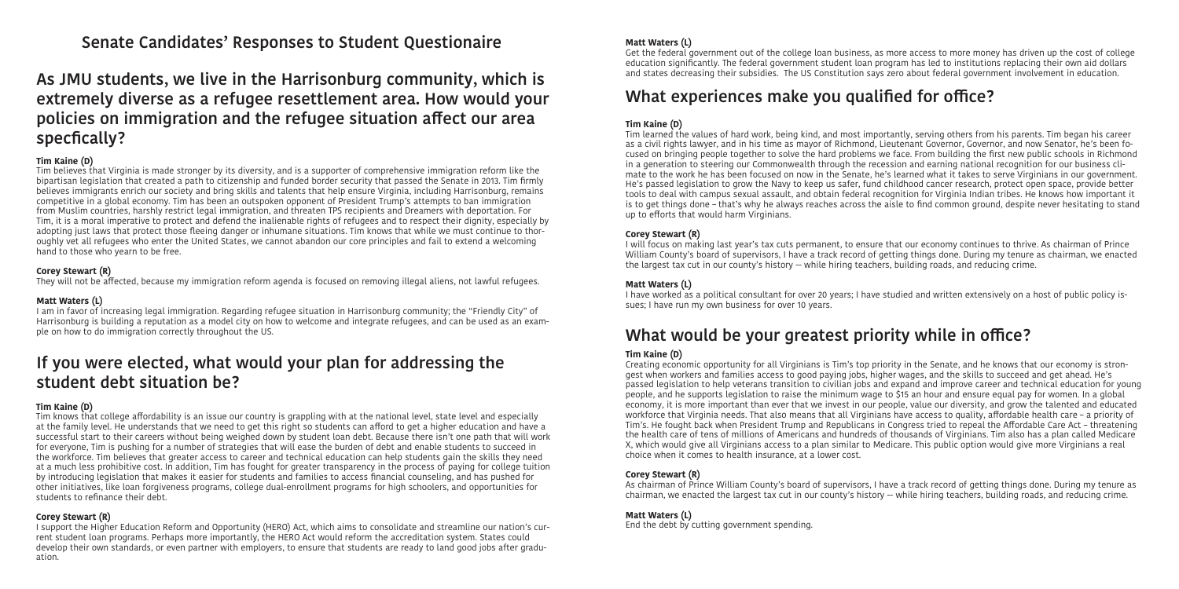# Senate Candidates' Responses to Student Questionaire

## As JMU students, we live in the Harrisonburg community, which is extremely diverse as a refugee resettlement area. How would your policies on immigration and the refugee situation affect our area specfically?

**Tim Kaine (D)**

Tim believes that Virginia is made stronger by its diversity, and is a supporter of comprehensive immigration reform like the bipartisan legislation that created a path to citizenship and funded border security that passed the Senate in 2013. Tim firmly believes immigrants enrich our society and bring skills and talents that help ensure Virginia, including Harrisonburg, remains competitive in a global economy. Tim has been an outspoken opponent of President Trump's attempts to ban immigration from Muslim countries, harshly restrict legal immigration, and threaten TPS recipients and Dreamers with deportation. For Tim, it is a moral imperative to protect and defend the inalienable rights of refugees and to respect their dignity, especially by adopting just laws that protect those fleeing danger or inhumane situations. Tim knows that while we must continue to thoroughly vet all refugees who enter the United States, we cannot abandon our core principles and fail to extend a welcoming hand to those who yearn to be free.

**Corey Stewart (R)**

They will not be affected, because my immigration reform agenda is focused on removing illegal aliens, not lawful refugees.

**Matt Waters (L)**

I am in favor of increasing legal immigration. Regarding refugee situation in Harrisonburg community; the "Friendly City" of Harrisonburg is building a reputation as a model city on how to welcome and integrate refugees, and can be used as an example on how to do immigration correctly throughout the US.

## If you were elected, what would your plan for addressing the student debt situation be?

**Tim Kaine (D)**

Tim knows that college affordability is an issue our country is grappling with at the national level, state level and especially at the family level. He understands that we need to get this right so students can afford to get a higher education and have a successful start to their careers without being weighed down by student loan debt. Because there isn't one path that will work for everyone, Tim is pushing for a number of strategies that will ease the burden of debt and enable students to succeed in the workforce. Tim believes that greater access to career and technical education can help students gain the skills they need at a much less prohibitive cost. In addition, Tim has fought for greater transparency in the process of paying for college tuition by introducing legislation that makes it easier for students and families to access financial counseling, and has pushed for other initiatives, like loan forgiveness programs, college dual-enrollment programs for high schoolers, and opportunities for students to refinance their debt.

**Corey Stewart (R)**

I support the Higher Education Reform and Opportunity (HERO) Act, which aims to consolidate and streamline our nation's current student loan programs. Perhaps more importantly, the HERO Act would reform the accreditation system. States could develop their own standards, or even partner with employers, to ensure that students are ready to land good jobs after graduation.

**Matt Waters (L)**

Get the federal government out of the college loan business, as more access to more money has driven up the cost of college education significantly. The federal government student loan program has led to institutions replacing their own aid dollars and states decreasing their subsidies. The US Constitution says zero about federal government involvement in education.

## What experiences make you qualified for office?

**Tim Kaine (D)**

Tim learned the values of hard work, being kind, and most importantly, serving others from his parents. Tim began his career as a civil rights lawyer, and in his time as mayor of Richmond, Lieutenant Governor, Governor, and now Senator, he's been focused on bringing people together to solve the hard problems we face. From building the first new public schools in Richmond in a generation to steering our Commonwealth through the recession and earning national recognition for our business climate to the work he has been focused on now in the Senate, he's learned what it takes to serve Virginians in our government. He's passed legislation to grow the Navy to keep us safer, fund childhood cancer research, protect open space, provide better tools to deal with campus sexual assault, and obtain federal recognition for Virginia Indian tribes. He knows how important it is to get things done – that's why he always reaches across the aisle to find common ground, despite never hesitating to stand up to efforts that would harm Virginians.

**Corey Stewart (R)**

I will focus on making last year's tax cuts permanent, to ensure that our economy continues to thrive. As chairman of Prince William County's board of supervisors, I have a track record of getting things done. During my tenure as chairman, we enacted the largest tax cut in our county's history -- while hiring teachers, building roads, and reducing crime.

**Matt Waters (L)**

I have worked as a political consultant for over 20 years; I have studied and written extensively on a host of public policy issues; I have run my own business for over 10 years.

## What would be your greatest priority while in office?

**Tim Kaine (D)**

Creating economic opportunity for all Virginians is Tim's top priority in the Senate, and he knows that our economy is strongest when workers and families access to good paying jobs, higher wages, and the skills to succeed and get ahead. He's passed legislation to help veterans transition to civilian jobs and expand and improve career and technical education for young people, and he supports legislation to raise the minimum wage to $15 an hour and ensure equal pay for women. In a global economy, it is more important than ever that we invest in our people, value our diversity, and grow the talented and educated workforce that Virginia needs. That also means that all Virginians have access to quality, affordable health care – a priority of Tim's. He fought back when President Trump and Republicans in Congress tried to repeal the Affordable Care Act – threatening the health care of tens of millions of Americans and hundreds of thousands of Virginians. Tim also has a plan called Medicare X, which would give all Virginians access to a plan similar to Medicare. This public option would give more Virginians a real choice when it comes to health insurance, at a lower cost.

**Corey Stewart (R)**

As chairman of Prince William County's board of supervisors, I have a track record of getting things done. During my tenure as chairman, we enacted the largest tax cut in our county's history -- while hiring teachers, building roads, and reducing crime.

**Matt Waters (L)**

End the debt by cutting government spending.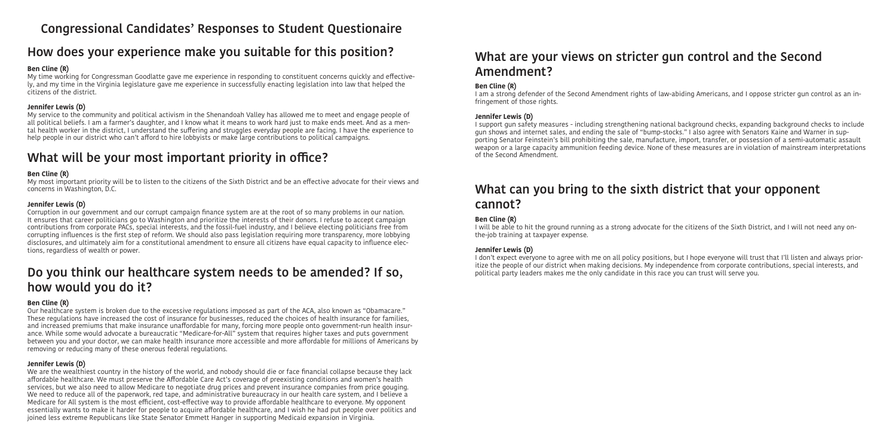# Congressional Candidates' Responses to Student Questionaire

## How does your experience make you suitable for this position?

**Ben Cline (R)**

My time working for Congressman Goodlatte gave me experience in responding to constituent concerns quickly and effectively, and my time in the Virginia legislature gave me experience in successfully enacting legislation into law that helped the citizens of the district.

**Jennifer Lewis (D)**

My service to the community and political activism in the Shenandoah Valley has allowed me to meet and engage people of all political beliefs. I am a farmer's daughter, and I know what it means to work hard just to make ends meet. And as a mental health worker in the district, I understand the suffering and struggles everyday people are facing. I have the experience to help people in our district who can't afford to hire lobbyists or make large contributions to political campaigns.

## What will be your most important priority in office?

**Ben Cline (R)**

My most important priority will be to listen to the citizens of the Sixth District and be an effective advocate for their views and concerns in Washington, D.C.

**Jennifer Lewis (D)**

Corruption in our government and our corrupt campaign finance system are at the root of so many problems in our nation. It ensures that career politicians go to Washington and prioritize the interests of their donors. I refuse to accept campaign contributions from corporate PACs, special interests, and the fossil-fuel industry, and I believe electing politicians free from corrupting influences is the first step of reform. We should also pass legislation requiring more transparency, more lobbying disclosures, and ultimately aim for a constitutional amendment to ensure all citizens have equal capacity to influence elections, regardless of wealth or power.

## Do you think our healthcare system needs to be amended? If so, how would you do it?

**Ben Cline (R)**

Our healthcare system is broken due to the excessive regulations imposed as part of the ACA, also known as "Obamacare." These regulations have increased the cost of insurance for businesses, reduced the choices of health insurance for families, and increased premiums that make insurance unaffordable for many, forcing more people onto government-run health insurance. While some would advocate a bureaucratic "Medicare-for-All" system that requires higher taxes and puts government between you and your doctor, we can make health insurance more accessible and more affordable for millions of Americans by removing or reducing many of these onerous federal regulations.

**Jennifer Lewis (D)**

We are the wealthiest country in the history of the world, and nobody should die or face financial collapse because they lack affordable healthcare. We must preserve the Affordable Care Act's coverage of preexisting conditions and women's health services, but we also need to allow Medicare to negotiate drug prices and prevent insurance companies from price gouging. We need to reduce all of the paperwork, red tape, and administrative bureaucracy in our health care system, and I believe a Medicare for All system is the most efficient, cost-effective way to provide affordable healthcare to everyone. My opponent essentially wants to make it harder for people to acquire affordable healthcare, and I wish he had put people over politics and joined less extreme Republicans like State Senator Emmett Hanger in supporting Medicaid expansion in Virginia.

## What are your views on stricter gun control and the Second Amendment?

**Ben Cline (R)**

I am a strong defender of the Second Amendment rights of law-abiding Americans, and I oppose stricter gun control as an infringement of those rights.

**Jennifer Lewis (D)**

I support gun safety measures - including strengthening national background checks, expanding background checks to include gun shows and internet sales, and ending the sale of "bump-stocks." I also agree with Senators Kaine and Warner in supporting Senator Feinstein's bill prohibiting the sale, manufacture, import, transfer, or possession of a semi-automatic assault weapon or a large capacity ammunition feeding device. None of these measures are in violation of mainstream interpretations of the Second Amendment.

## What can you bring to the sixth district that your opponent cannot?

**Ben Cline (R)**

I will be able to hit the ground running as a strong advocate for the citizens of the Sixth District, and I will not need any on-the-job training at taxpayer expense.

**Jennifer Lewis (D)**

I don't expect everyone to agree with me on all policy positions, but I hope everyone will trust that I'll listen and always prioritize the people of our district when making decisions. My independence from corporate contributions, special interests, and political party leaders makes me the only candidate in this race you can trust will serve you.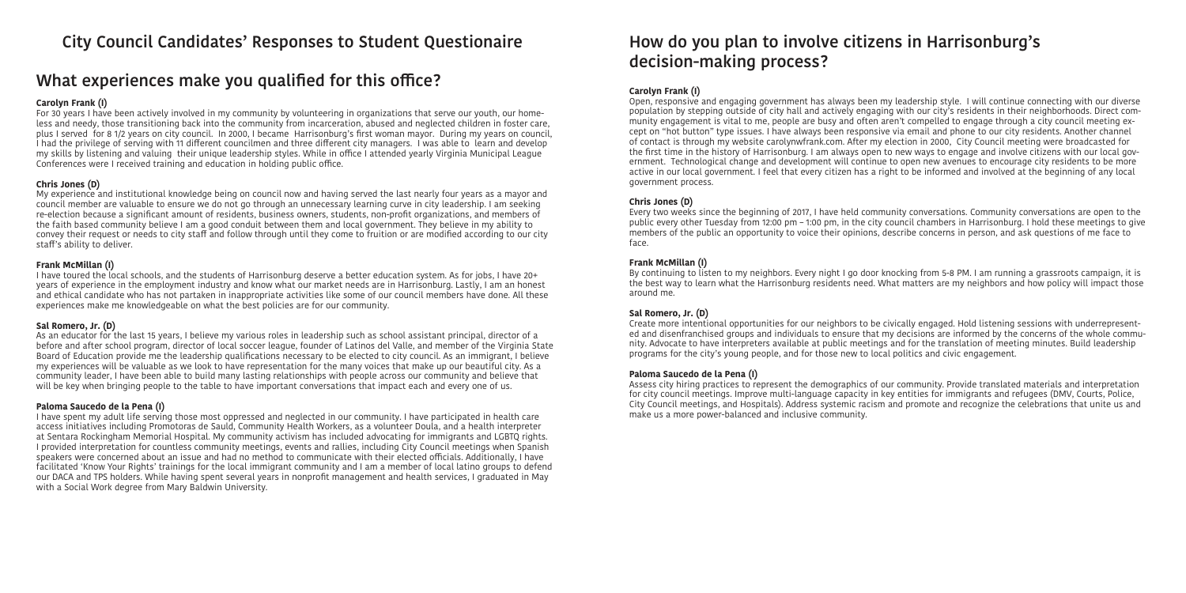# City Council Candidates' Responses to Student Questionaire

## What experiences make you qualified for this office?

**Carolyn Frank (I)**

For 30 years I have been actively involved in my community by volunteering in organizations that serve our youth, our homeless and needy, those transitioning back into the community from incarceration, abused and neglected children in foster care, plus I served for 8 1/2 years on city council. In 2000, I became Harrisonburg's first woman mayor. During my years on council, I had the privilege of serving with 11 different councilmen and three different city managers. I was able to learn and develop my skills by listening and valuing their unique leadership styles. While in office I attended yearly Virginia Municipal League Conferences were I received training and education in holding public office.

**Chris Jones (D)**

My experience and institutional knowledge being on council now and having served the last nearly four years as a mayor and council member are valuable to ensure we do not go through an unnecessary learning curve in city leadership. I am seeking re-election because a significant amount of residents, business owners, students, non-profit organizations, and members of the faith based community believe I am a good conduit between them and local government. They believe in my ability to convey their request or needs to city staff and follow through until they come to fruition or are modified according to our city staff's ability to deliver.

**Frank McMillan (I)**

I have toured the local schools, and the students of Harrisonburg deserve a better education system. As for jobs, I have 20+ years of experience in the employment industry and know what our market needs are in Harrisonburg. Lastly, I am an honest and ethical candidate who has not partaken in inappropriate activities like some of our council members have done. All these experiences make me knowledgeable on what the best policies are for our community.

**Sal Romero, Jr. (D)**

As an educator for the last 15 years, I believe my various roles in leadership such as school assistant principal, director of a before and after school program, director of local soccer league, founder of Latinos del Valle, and member of the Virginia State Board of Education provide me the leadership qualifications necessary to be elected to city council. As an immigrant, I believe my experiences will be valuable as we look to have representation for the many voices that make up our beautiful city. As a community leader, I have been able to build many lasting relationships with people across our community and believe that will be key when bringing people to the table to have important conversations that impact each and every one of us.

**Paloma Saucedo de la Pena (I)**

I have spent my adult life serving those most oppressed and neglected in our community. I have participated in health care access initiatives including Promotoras de Sauld, Community Health Workers, as a volunteer Doula, and a health interpreter at Sentara Rockingham Memorial Hospital. My community activism has included advocating for immigrants and LGBTQ rights. I provided interpretation for countless community meetings, events and rallies, including City Council meetings when Spanish speakers were concerned about an issue and had no method to communicate with their elected officials. Additionally, I have facilitated 'Know Your Rights' trainings for the local immigrant community and I am a member of local latino groups to defend our DACA and TPS holders. While having spent several years in nonprofit management and health services, I graduated in May with a Social Work degree from Mary Baldwin University.

## How do you plan to involve citizens in Harrisonburg's decision-making process?

**Carolyn Frank (I)**

Open, responsive and engaging government has always been my leadership style. I will continue connecting with our diverse population by stepping outside of city hall and actively engaging with our city's residents in their neighborhoods. Direct community engagement is vital to me, people are busy and often aren't compelled to engage through a city council meeting except on "hot button" type issues. I have always been responsive via email and phone to our city residents. Another channel of contact is through my website carolynwfrank.com. After my election in 2000, City Council meeting were broadcasted for the first time in the history of Harrisonburg. I am always open to new ways to engage and involve citizens with our local government. Technological change and development will continue to open new avenues to encourage city residents to be more active in our local government. I feel that every citizen has a right to be informed and involved at the beginning of any local government process.

**Chris Jones (D)**

Every two weeks since the beginning of 2017, I have held community conversations. Community conversations are open to the public every other Tuesday from 12:00 pm – 1:00 pm, in the city council chambers in Harrisonburg. I hold these meetings to give members of the public an opportunity to voice their opinions, describe concerns in person, and ask questions of me face to face.

**Frank McMillan (I)**

By continuing to listen to my neighbors. Every night I go door knocking from 5-8 PM. I am running a grassroots campaign, it is the best way to learn what the Harrisonburg residents need. What matters are my neighbors and how policy will impact those around me.

**Sal Romero, Jr. (D)**

Create more intentional opportunities for our neighbors to be civically engaged. Hold listening sessions with underrepresented and disenfranchised groups and individuals to ensure that my decisions are informed by the concerns of the whole community. Advocate to have interpreters available at public meetings and for the translation of meeting minutes. Build leadership programs for the city's young people, and for those new to local politics and civic engagement.

**Paloma Saucedo de la Pena (I)**

Assess city hiring practices to represent the demographics of our community. Provide translated materials and interpretation for city council meetings. Improve multi-language capacity in key entities for immigrants and refugees (DMV, Courts, Police, City Council meetings, and Hospitals). Address systemic racism and promote and recognize the celebrations that unite us and make us a more power-balanced and inclusive community.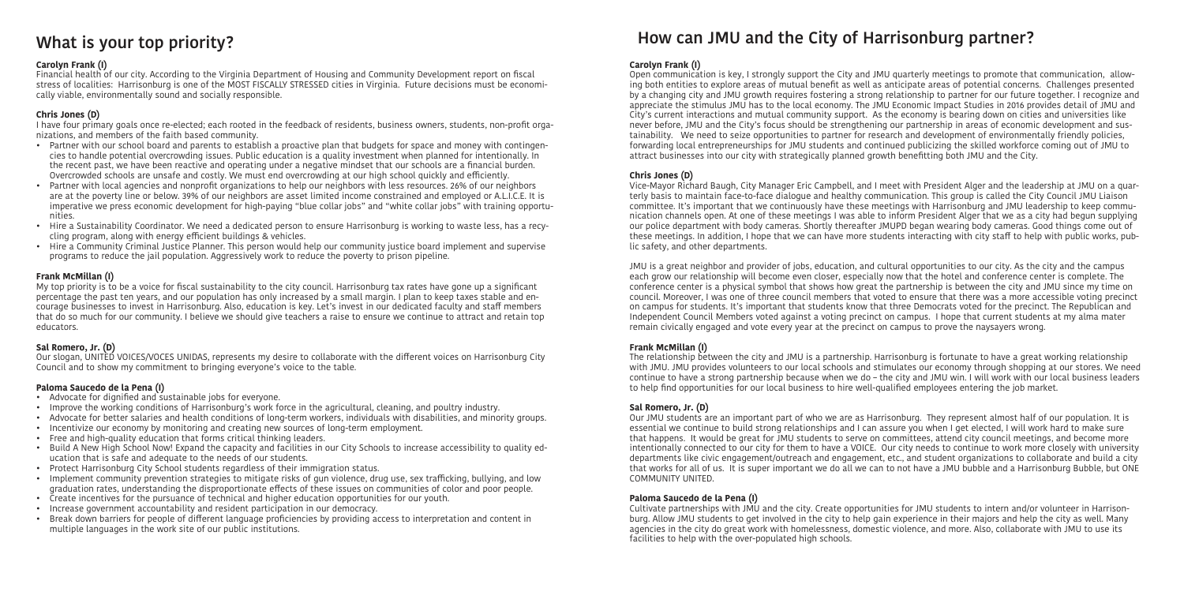# What is your top priority?

### Carolyn Frank (I)

Financial health of our city. According to the Virginia Department of Housing and Community Development report on fiscal stress of localities: Harrisonburg is one of the MOST FISCALLY STRESSED cities in Virginia. Future decisions must be economically viable, environmentally sound and socially responsible.

### Chris Jones (D)

I have four primary goals once re-elected; each rooted in the feedback of residents, business owners, students, non-profit organizations, and members of the faith based community.

- Partner with our school board and parents to establish a proactive plan that budgets for space and money with contingencies to handle potential overcrowding issues. Public education is a quality investment when planned for intentionally. In the recent past, we have been reactive and operating under a negative mindset that our schools are a financial burden. Overcrowded schools are unsafe and costly. We must end overcrowding at our high school quickly and efficiently.
- Partner with local agencies and nonprofit organizations to help our neighbors with less resources. 26% of our neighbors are at the poverty line or below. 39% of our neighbors are asset limited income constrained and employed or A.L.I.C.E. It is imperative we press economic development for high-paying "blue collar jobs" and "white collar jobs" with training opportunities.
- Hire a Sustainability Coordinator. We need a dedicated person to ensure Harrisonburg is working to waste less, has a recycling program, along with energy efficient buildings & vehicles.
- Hire a Community Criminal Justice Planner. This person would help our community justice board implement and supervise programs to reduce the jail population. Aggressively work to reduce the poverty to prison pipeline.

### Frank McMillan (I)

My top priority is to be a voice for fiscal sustainability to the city council. Harrisonburg tax rates have gone up a significant percentage the past ten years, and our population has only increased by a small margin. I plan to keep taxes stable and encourage businesses to invest in Harrisonburg. Also, education is key. Let's invest in our dedicated faculty and staff members that do so much for our community. I believe we should give teachers a raise to ensure we continue to attract and retain top educators.

### Sal Romero, Jr. (D)

Our slogan, UNITED VOICES/VOCES UNIDAS, represents my desire to collaborate with the different voices on Harrisonburg City Council and to show my commitment to bringing everyone's voice to the table.

### Paloma Saucedo de la Pena (I)

- Advocate for dignified and sustainable jobs for everyone.
- Improve the working conditions of Harrisonburg's work force in the agricultural, cleaning, and poultry industry.
- Advocate for better salaries and health conditions of long-term workers, individuals with disabilities, and minority groups.
- Incentivize our economy by monitoring and creating new sources of long-term employment.
- Free and high-quality education that forms critical thinking leaders.
- Build A New High School Now! Expand the capacity and facilities in our City Schools to increase accessibility to quality education that is safe and adequate to the needs of our students.
- Protect Harrisonburg City School students regardless of their immigration status.
- Implement community prevention strategies to mitigate risks of gun violence, drug use, sex trafficking, bullying, and low graduation rates, understanding the disproportionate effects of these issues on communities of color and poor people.
- Create incentives for the pursuance of technical and higher education opportunities for our youth.
- Increase government accountability and resident participation in our democracy.
- Break down barriers for people of different language proficiencies by providing access to interpretation and content in multiple languages in the work site of our public institutions.

# How can JMU and the City of Harrisonburg partner?

### Carolyn Frank (I)

Open communication is key, I strongly support the City and JMU quarterly meetings to promote that communication, allowing both entities to explore areas of mutual benefit as well as anticipate areas of potential concerns. Challenges presented by a changing city and JMU growth requires fostering a strong relationship to partner for our future together. I recognize and appreciate the stimulus JMU has to the local economy. The JMU Economic Impact Studies in 2016 provides detail of JMU and City's current interactions and mutual community support. As the economy is bearing down on cities and universities like never before, JMU and the City's focus should be strengthening our partnership in areas of economic development and sustainability. We need to seize opportunities to partner for research and development of environmentally friendly policies, forwarding local entrepreneurships for JMU students and continued publicizing the skilled workforce coming out of JMU to attract businesses into our city with strategically planned growth benefitting both JMU and the City.

### Chris Jones (D)

Vice-Mayor Richard Baugh, City Manager Eric Campbell, and I meet with President Alger and the leadership at JMU on a quarterly basis to maintain face-to-face dialogue and healthy communication. This group is called the City Council JMU Liaison committee. It's important that we continuously have these meetings with Harrisonburg and JMU leadership to keep communication channels open. At one of these meetings I was able to inform President Alger that we as a city had begun supplying our police department with body cameras. Shortly thereafter JMUPD began wearing body cameras. Good things come out of these meetings. In addition, I hope that we can have more students interacting with city staff to help with public works, public safety, and other departments.

JMU is a great neighbor and provider of jobs, education, and cultural opportunities to our city. As the city and the campus each grow our relationship will become even closer, especially now that the hotel and conference center is complete. The conference center is a physical symbol that shows how great the partnership is between the city and JMU since my time on council. Moreover, I was one of three council members that voted to ensure that there was a more accessible voting precinct on campus for students. It's important that students know that three Democrats voted for the precinct. The Republican and Independent Council Members voted against a voting precinct on campus. I hope that current students at my alma mater remain civically engaged and vote every year at the precinct on campus to prove the naysayers wrong.

### Frank McMillan (I)

The relationship between the city and JMU is a partnership. Harrisonburg is fortunate to have a great working relationship with JMU. JMU provides volunteers to our local schools and stimulates our economy through shopping at our stores. We need continue to have a strong partnership because when we do – the city and JMU win. I will work with our local business leaders to help find opportunities for our local business to hire well-qualified employees entering the job market.

### Sal Romero, Jr. (D)

Our JMU students are an important part of who we are as Harrisonburg. They represent almost half of our population. It is essential we continue to build strong relationships and I can assure you when I get elected, I will work hard to make sure that happens. It would be great for JMU students to serve on committees, attend city council meetings, and become more intentionally connected to our city for them to have a VOICE. Our city needs to continue to work more closely with university departments like civic engagement/outreach and engagement, etc., and student organizations to collaborate and build a city that works for all of us. It is super important we do all we can to not have a JMU bubble and a Harrisonburg Bubble, but ONE COMMUNITY UNITED.

### Paloma Saucedo de la Pena (I)

Cultivate partnerships with JMU and the city. Create opportunities for JMU students to intern and/or volunteer in Harrisonburg. Allow JMU students to get involved in the city to help gain experience in their majors and help the city as well. Many agencies in the city do great work with homelessness, domestic violence, and more. Also, collaborate with JMU to use its facilities to help with the over-populated high schools.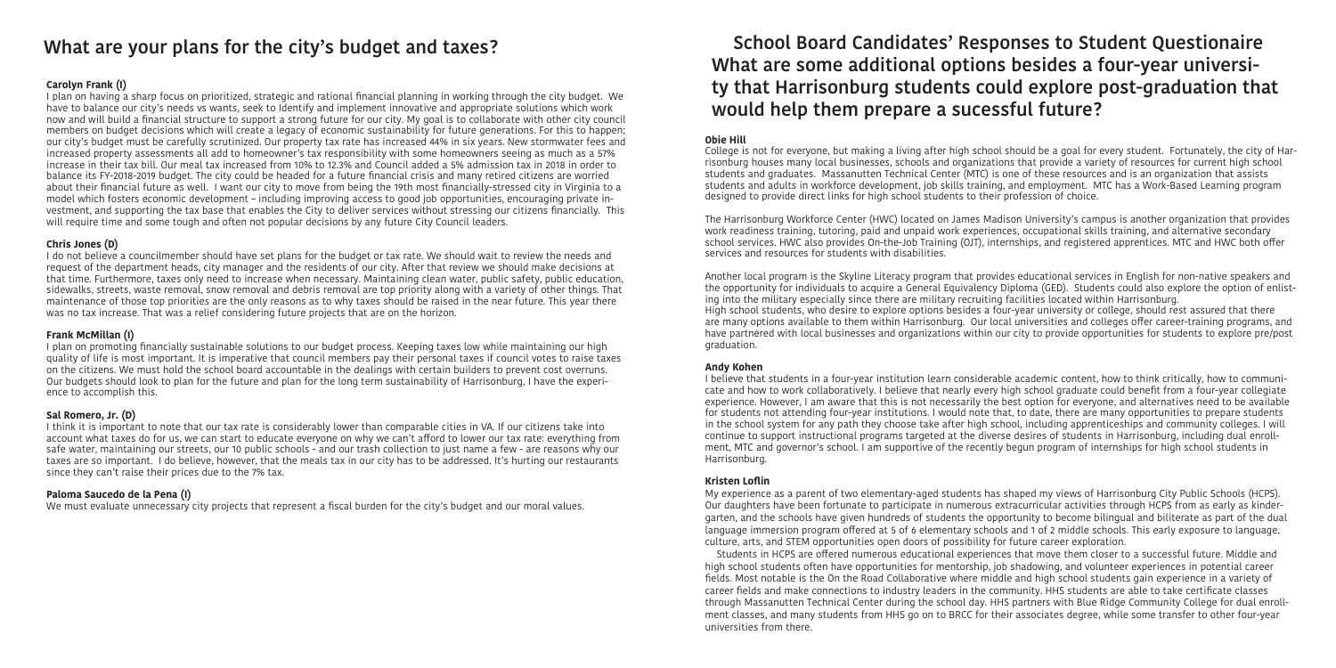## What are your plans for the city's budget and taxes?

### Carolyn Frank (I)

I plan on having a sharp focus on prioritized, strategic and rational financial planning in working through the city budget. We have to balance our city's needs vs wants, seek to Identify and implement innovative and appropriate solutions which work now and will build a financial structure to support a strong future for our city. My goal is to collaborate with other city council members on budget decisions which will create a legacy of economic sustainability for future generations. For this to happen; our city's budget must be carefully scrutinized. Our property tax rate has increased 44% in six years. New stormwater fees and increased property assessments all add to homeowner's tax responsibility with some homeowners seeing as much as a 57% increase in their tax bill. Our meal tax increased from 10% to 12.3% and Council added a 5% admission tax in 2018 in order to balance its FY-2018-2019 budget. The city could be headed for a future financial crisis and many retired citizens are worried about their financial future as well. I want our city to move from being the 19th most financially-stressed city in Virginia to a model which fosters economic development – including improving access to good job opportunities, encouraging private investment, and supporting the tax base that enables the City to deliver services without stressing our citizens financially. This will require time and some tough and often not popular decisions by any future City Council leaders.

### Chris Jones (D)

I do not believe a councilmember should have set plans for the budget or tax rate. We should wait to review the needs and request of the department heads, city manager and the residents of our city. After that review we should make decisions at that time. Furthermore, taxes only need to increase when necessary. Maintaining clean water, public safety, public education, sidewalks, streets, waste removal, snow removal and debris removal are top priority along with a variety of other things. That maintenance of those top priorities are the only reasons as to why taxes should be raised in the near future. This year there was no tax increase. That was a relief considering future projects that are on the horizon.

### Frank McMillan (I)

I plan on promoting financially sustainable solutions to our budget process. Keeping taxes low while maintaining our high quality of life is most important. It is imperative that council members pay their personal taxes if council votes to raise taxes on the citizens. We must hold the school board accountable in the dealings with certain builders to prevent cost overruns. Our budgets should look to plan for the future and plan for the long term sustainability of Harrisonburg, I have the experience to accomplish this.

### Sal Romero, Jr. (D)

I think it is important to note that our tax rate is considerably lower than comparable cities in VA. If our citizens take into account what taxes do for us, we can start to educate everyone on why we can't afford to lower our tax rate: everything from safe water, maintaining our streets, our 10 public schools - and our trash collection to just name a few - are reasons why our taxes are so important. I do believe, however, that the meals tax in our city has to be addressed. It's hurting our restaurants since they can't raise their prices due to the 7% tax.

### Paloma Saucedo de la Pena (I)

We must evaluate unnecessary city projects that represent a fiscal burden for the city's budget and our moral values.

## School Board Candidates' Responses to Student Questionaire
## What are some additional options besides a four-year university that Harrisonburg students could explore post-graduation that would help them prepare a sucessful future?

### Obie Hill

College is not for everyone, but making a living after high school should be a goal for every student. Fortunately, the city of Harrisonburg houses many local businesses, schools and organizations that provide a variety of resources for current high school students and graduates. Massanutten Technical Center (MTC) is one of these resources and is an organization that assists students and adults in workforce development, job skills training, and employment. MTC has a Work-Based Learning program designed to provide direct links for high school students to their profession of choice.

The Harrisonburg Workforce Center (HWC) located on James Madison University's campus is another organization that provides work readiness training, tutoring, paid and unpaid work experiences, occupational skills training, and alternative secondary school services. HWC also provides On-the-Job Training (OJT), internships, and registered apprentices. MTC and HWC both offer services and resources for students with disabilities.

Another local program is the Skyline Literacy program that provides educational services in English for non-native speakers and the opportunity for individuals to acquire a General Equivalency Diploma (GED). Students could also explore the option of enlisting into the military especially since there are military recruiting facilities located within Harrisonburg.

High school students, who desire to explore options besides a four-year university or college, should rest assured that there are many options available to them within Harrisonburg. Our local universities and colleges offer career-training programs, and have partnered with local businesses and organizations within our city to provide opportunities for students to explore pre/post graduation.

### Andy Kohen

I believe that students in a four-year institution learn considerable academic content, how to think critically, how to communicate and how to work collaboratively. I believe that nearly every high school graduate could benefit from a four-year collegiate experience. However, I am aware that this is not necessarily the best option for everyone, and alternatives need to be available for students not attending four-year institutions. I would note that, to date, there are many opportunities to prepare students in the school system for any path they choose take after high school, including apprenticeships and community colleges. I will continue to support instructional programs targeted at the diverse desires of students in Harrisonburg, including dual enrollment, MTC and governor's school. I am supportive of the recently begun program of internships for high school students in Harrisonburg.

### Kristen Loflin

My experience as a parent of two elementary-aged students has shaped my views of Harrisonburg City Public Schools (HCPS). Our daughters have been fortunate to participate in numerous extracurricular activities through HCPS from as early as kindergarten, and the schools have given hundreds of students the opportunity to become bilingual and biliterate as part of the dual language immersion program offered at 5 of 6 elementary schools and 1 of 2 middle schools. This early exposure to language, culture, arts, and STEM opportunities open doors of possibility for future career exploration.

Students in HCPS are offered numerous educational experiences that move them closer to a successful future. Middle and high school students often have opportunities for mentorship, job shadowing, and volunteer experiences in potential career fields. Most notable is the On the Road Collaborative where middle and high school students gain experience in a variety of career fields and make connections to industry leaders in the community. HHS students are able to take certificate classes through Massanutten Technical Center during the school day. HHS partners with Blue Ridge Community College for dual enrollment classes, and many students from HHS go on to BRCC for their associates degree, while some transfer to other four-year universities from there.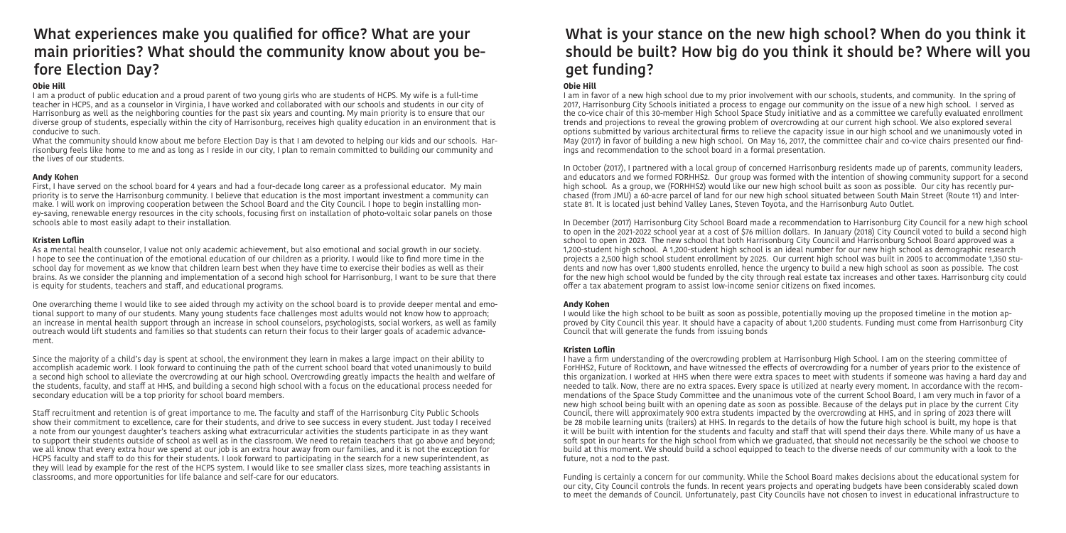## What experiences make you qualified for office? What are your main priorities? What should the community know about you before Election Day?

**Obie Hill**

I am a product of public education and a proud parent of two young girls who are students of HCPS. My wife is a full-time teacher in HCPS, and as a counselor in Virginia, I have worked and collaborated with our schools and students in our city of Harrisonburg as well as the neighboring counties for the past six years and counting. My main priority is to ensure that our diverse group of students, especially within the city of Harrisonburg, receives high quality education in an environment that is conducive to such.

What the community should know about me before Election Day is that I am devoted to helping our kids and our schools. Harrisonburg feels like home to me and as long as I reside in our city, I plan to remain committed to building our community and the lives of our students.

**Andy Kohen**

First, I have served on the school board for 4 years and had a four-decade long career as a professional educator. My main priority is to serve the Harrisonburg community. I believe that education is the most important investment a community can make. I will work on improving cooperation between the School Board and the City Council. I hope to begin installing money-saving, renewable energy resources in the city schools, focusing first on installation of photo-voltaic solar panels on those schools able to most easily adapt to their installation.

**Kristen Loflin**

As a mental health counselor, I value not only academic achievement, but also emotional and social growth in our society. I hope to see the continuation of the emotional education of our children as a priority. I would like to find more time in the school day for movement as we know that children learn best when they have time to exercise their bodies as well as their brains. As we consider the planning and implementation of a second high school for Harrisonburg, I want to be sure that there is equity for students, teachers and staff, and educational programs.

One overarching theme I would like to see aided through my activity on the school board is to provide deeper mental and emotional support to many of our students. Many young students face challenges most adults would not know how to approach; an increase in mental health support through an increase in school counselors, psychologists, social workers, as well as family outreach would lift students and families so that students can return their focus to their larger goals of academic advancement.

Since the majority of a child's day is spent at school, the environment they learn in makes a large impact on their ability to accomplish academic work. I look forward to continuing the path of the current school board that voted unanimously to build a second high school to alleviate the overcrowding at our high school. Overcrowding greatly impacts the health and welfare of the students, faculty, and staff at HHS, and building a second high school with a focus on the educational process needed for secondary education will be a top priority for school board members.

Staff recruitment and retention is of great importance to me. The faculty and staff of the Harrisonburg City Public Schools show their commitment to excellence, care for their students, and drive to see success in every student. Just today I received a note from our youngest daughter's teachers asking what extracurricular activities the students participate in as they want to support their students outside of school as well as in the classroom. We need to retain teachers that go above and beyond; we all know that every extra hour we spend at our job is an extra hour away from our families, and it is not the exception for HCPS faculty and staff to do this for their students. I look forward to participating in the search for a new superintendent, as they will lead by example for the rest of the HCPS system. I would like to see smaller class sizes, more teaching assistants in classrooms, and more opportunities for life balance and self-care for our educators.

## What is your stance on the new high school? When do you think it should be built? How big do you think it should be? Where will you get funding?

**Obie Hill**

I am in favor of a new high school due to my prior involvement with our schools, students, and community. In the spring of 2017, Harrisonburg City Schools initiated a process to engage our community on the issue of a new high school. I served as the co-vice chair of this 30-member High School Space Study initiative and as a committee we carefully evaluated enrollment trends and projections to reveal the growing problem of overcrowding at our current high school. We also explored several options submitted by various architectural firms to relieve the capacity issue in our high school and we unanimously voted in May (2017) in favor of building a new high school. On May 16, 2017, the committee chair and co-vice chairs presented our findings and recommendation to the school board in a formal presentation.

In October (2017), I partnered with a local group of concerned Harrisonburg residents made up of parents, community leaders, and educators and we formed FORHHS2. Our group was formed with the intention of showing community support for a second high school. As a group, we (FORHHS2) would like our new high school built as soon as possible. Our city has recently purchased (from JMU) a 60-acre parcel of land for our new high school situated between South Main Street (Route 11) and Interstate 81. It is located just behind Valley Lanes, Steven Toyota, and the Harrisonburg Auto Outlet.

In December (2017) Harrisonburg City School Board made a recommendation to Harrisonburg City Council for a new high school to open in the 2021-2022 school year at a cost of $76 million dollars. In January (2018) City Council voted to build a second high school to open in 2023. The new school that both Harrisonburg City Council and Harrisonburg School Board approved was a 1,200-student high school. A 1,200-student high school is an ideal number for our new high school as demographic research projects a 2,500 high school student enrollment by 2025. Our current high school was built in 2005 to accommodate 1,350 students and now has over 1,800 students enrolled, hence the urgency to build a new high school as soon as possible. The cost for the new high school would be funded by the city through real estate tax increases and other taxes. Harrisonburg city could offer a tax abatement program to assist low-income senior citizens on fixed incomes.

**Andy Kohen**

I would like the high school to be built as soon as possible, potentially moving up the proposed timeline in the motion approved by City Council this year. It should have a capacity of about 1,200 students. Funding must come from Harrisonburg City Council that will generate the funds from issuing bonds

**Kristen Loflin**

I have a firm understanding of the overcrowding problem at Harrisonburg High School. I am on the steering committee of FORHHS2, Future of Rocktown, and have witnessed the effects of overcrowding for a number of years prior to the existence of this organization. I worked at HHS when there were extra spaces to meet with students if someone was having a hard day and needed to talk. Now, there are no extra spaces. Every space is utilized at nearly every moment. In accordance with the recommendations of the Space Study Committee and the unanimous vote of the current School Board, I am very much in favor of a new high school being built with an opening date as soon as possible. Because of the delays put in place by the current City Council, there will approximately 900 extra students impacted by the overcrowding at HHS, and in spring of 2023 there will be 28 mobile learning units (trailers) at HHS. In regards to the details of how the future high school is built, my hope is that it will be built with intention for the students and faculty and staff that will spend their days there. While many of us have a soft spot in our hearts for the high school from which we graduated, that should not necessarily be the school we choose to build at this moment. We should build a school equipped to teach to the diverse needs of our community with a look to the future, not a nod to the past.

Funding is certainly a concern for our community. While the School Board makes decisions about the educational system for our city, City Council controls the funds. In recent years projects and operating budgets have been considerably scaled down to meet the demands of Council. Unfortunately, past City Councils have not chosen to invest in educational infrastructure to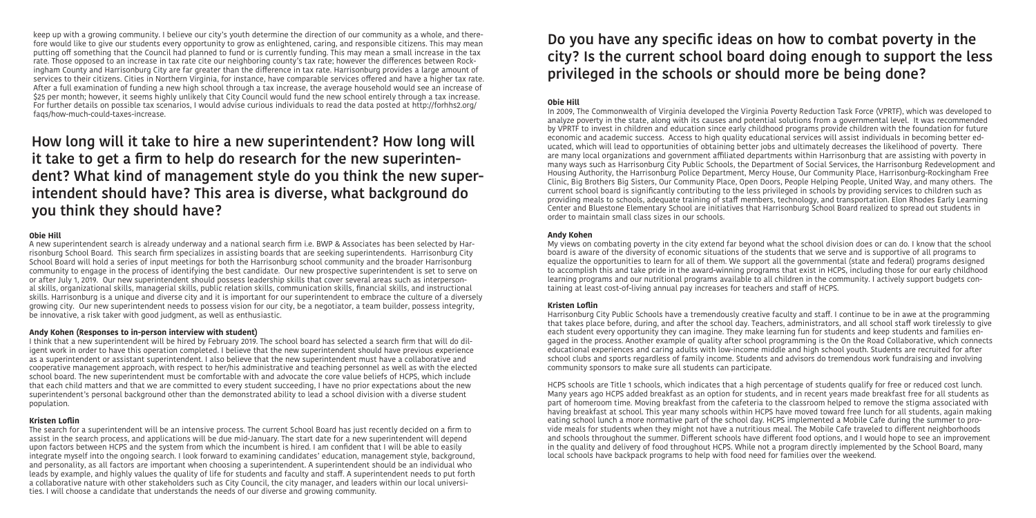keep up with a growing community. I believe our city's youth determine the direction of our community as a whole, and therefore would like to give our students every opportunity to grow as enlightened, caring, and responsible citizens. This may mean putting off something that the Council had planned to fund or is currently funding. This may mean a small increase in the tax rate. Those opposed to an increase in tax rate cite our neighboring county's tax rate; however the differences between Rockingham County and Harrisonburg City are far greater than the difference in tax rate. Harrisonburg provides a large amount of services to their citizens. Cities in Northern Virginia, for instance, have comparable services offered and have a higher tax rate. After a full examination of funding a new high school through a tax increase, the average household would see an increase of $25 per month; however, it seems highly unlikely that City Council would fund the new school entirely through a tax increase. For further details on possible tax scenarios, I would advise curious individuals to read the data posted at http://forhhs2.org/faqs/how-much-could-taxes-increase.

## How long will it take to hire a new superintendent? How long will it take to get a firm to help do research for the new superintendent? What kind of management style do you think the new superintendent should have? This area is diverse, what background do you think they should have?

**Obie Hill**

A new superintendent search is already underway and a national search firm i.e. BWP & Associates has been selected by Harrisonburg School Board. This search firm specializes in assisting boards that are seeking superintendents. Harrisonburg City School Board will hold a series of input meetings for both the Harrisonburg school community and the broader Harrisonburg community to engage in the process of identifying the best candidate. Our new prospective superintendent is set to serve on or after July 1, 2019. Our new superintendent should possess leadership skills that cover several areas such as interpersonal skills, organizational skills, managerial skills, public relation skills, communication skills, financial skills, and instructional skills. Harrisonburg is a unique and diverse city and it is important for our superintendent to embrace the culture of a diversely growing city. Our new superintendent needs to possess vision for our city, be a negotiator, a team builder, possess integrity, be innovative, a risk taker with good judgment, as well as enthusiastic.

**Andy Kohen (Responses to in-person interview with student)**

I think that a new superintendent will be hired by February 2019. The school board has selected a search firm that will do diligent work in order to have this operation completed. I believe that the new superintendent should have previous experience as a superintendent or assistant superintendent. I also believe that the new superintendent must have a collaborative and cooperative management approach, with respect to her/his administrative and teaching personnel as well as with the elected school board. The new superintendent must be comfortable with and advocate the core value beliefs of HCPS, which include that each child matters and that we are committed to every student succeeding, I have no prior expectations about the new superintendent's personal background other than the demonstrated ability to lead a school division with a diverse student population.

**Kristen Loflin**

The search for a superintendent will be an intensive process. The current School Board has just recently decided on a firm to assist in the search process, and applications will be due mid-January. The start date for a new superintendent will depend upon factors between HCPS and the system from which the incumbent is hired. I am confident that I will be able to easily integrate myself into the ongoing search. I look forward to examining candidates' education, management style, background, and personality, as all factors are important when choosing a superintendent. A superintendent should be an individual who leads by example, and highly values the quality of life for students and faculty and staff. A superintendent needs to put forth a collaborative nature with other stakeholders such as City Council, the city manager, and leaders within our local universities. I will choose a candidate that understands the needs of our diverse and growing community.

## Do you have any specific ideas on how to combat poverty in the city? Is the current school board doing enough to support the less privileged in the schools or should more be being done?

**Obie Hill**

In 2009, The Commonwealth of Virginia developed the Virginia Poverty Reduction Task Force (VPRTF), which was developed to analyze poverty in the state, along with its causes and potential solutions from a governmental level. It was recommended by VPRTF to invest in children and education since early childhood programs provide children with the foundation for future economic and academic success. Access to high quality educational services will assist individuals in becoming better educated, which will lead to opportunities of obtaining better jobs and ultimately decreases the likelihood of poverty. There are many local organizations and government affiliated departments within Harrisonburg that are assisting with poverty in many ways such as Harrisonburg City Public Schools, the Department of Social Services, the Harrisonburg Redevelopment and Housing Authority, the Harrisonburg Police Department, Mercy House, Our Community Place, Harrisonburg-Rockingham Free Clinic, Big Brothers Big Sisters, Our Community Place, Open Doors, People Helping People, United Way, and many others. The current school board is significantly contributing to the less privileged in schools by providing services to children such as providing meals to schools, adequate training of staff members, technology, and transportation. Elon Rhodes Early Learning Center and Bluestone Elementary School are initiatives that Harrisonburg School Board realized to spread out students in order to maintain small class sizes in our schools.

**Andy Kohen**

My views on combating poverty in the city extend far beyond what the school division does or can do. I know that the school board is aware of the diversity of economic situations of the students that we serve and is supportive of all programs to equalize the opportunities to learn for all of them. We support all the governmental (state and federal) programs designed to accomplish this and take pride in the award-winning programs that exist in HCPS, including those for our early childhood learning programs and our nutritional programs available to all children in the community. I actively support budgets containing at least cost-of-living annual pay increases for teachers and staff of HCPS.

**Kristen Loflin**

Harrisonburg City Public Schools have a tremendously creative faculty and staff. I continue to be in awe at the programming that takes place before, during, and after the school day. Teachers, administrators, and all school staff work tirelessly to give each student every opportunity they can imagine. They make learning fun for students and keep students and families engaged in the process. Another example of quality after school programming is the On the Road Collaborative, which connects educational experiences and caring adults with low-income middle and high school youth. Students are recruited for after school clubs and sports regardless of family income. Students and advisors do tremendous work fundraising and involving community sponsors to make sure all students can participate.

HCPS schools are Title 1 schools, which indicates that a high percentage of students qualify for free or reduced cost lunch. Many years ago HCPS added breakfast as an option for students, and in recent years made breakfast free for all students as part of homeroom time. Moving breakfast from the cafeteria to the classroom helped to remove the stigma associated with having breakfast at school. This year many schools within HCPS have moved toward free lunch for all students, again making eating school lunch a more normative part of the school day. HCPS implemented a Mobile Cafe during the summer to provide meals for students when they might not have a nutritious meal. The Mobile Cafe traveled to different neighborhoods and schools throughout the summer. Different schools have different food options, and I would hope to see an improvement in the quality and delivery of food throughout HCPS. While not a program directly implemented by the School Board, many local schools have backpack programs to help with food need for families over the weekend.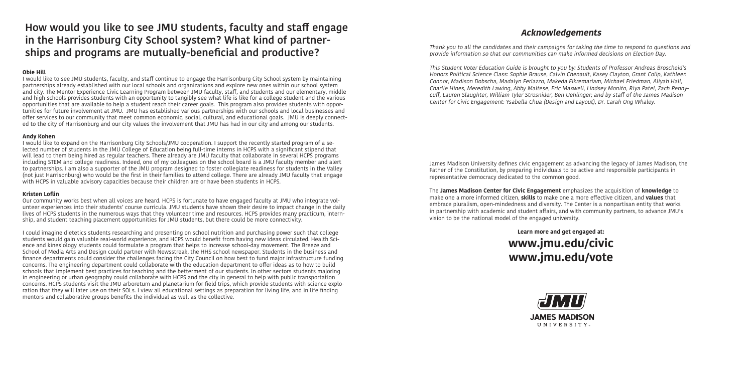# How would you like to see JMU students, faculty and staff engage in the Harrisonburg City School system? What kind of partnerships and programs are mutually-beneficial and productive?

**Obie Hill**

I would like to see JMU students, faculty, and staff continue to engage the Harrisonburg City School system by maintaining partnerships already established with our local schools and organizations and explore new ones within our school system and city. The Mentor Experience Civic Learning Program between JMU faculty, staff, and students and our elementary, middle and high schools provides students with an opportunity to tangibly see what life is like for a college student and the various opportunities that are available to help a student reach their career goals. This program also provides students with opportunities for future involvement at JMU. JMU has established various partnerships with our schools and local businesses and offer services to our community that meet common economic, social, cultural, and educational goals. JMU is deeply connected to the city of Harrisonburg and our city values the involvement that JMU has had in our city and among our students.

**Andy Kohen**

I would like to expand on the Harrisonburg City Schools/JMU cooperation. I support the recently started program of a selected number of students in the JMU College of Education being full-time interns in HCPS with a significant stipend that will lead to them being hired as regular teachers. There already are JMU faculty that collaborate in several HCPS programs including STEM and college readiness. Indeed, one of my colleagues on the school board is a JMU faculty member and alert to partnerships. I am also a supporter of the JMU program designed to foster collegiate readiness for students in the Valley (not just Harrisonburg) who would be the first in their families to attend college. There are already JMU faculty that engage with HCPS in valuable advisory capacities because their children are or have been students in HCPS.

**Kristen Loflin**

Our community works best when all voices are heard. HCPS is fortunate to have engaged faculty at JMU who integrate volunteer experiences into their students' course curricula. JMU students have shown their desire to impact change in the daily lives of HCPS students in the numerous ways that they volunteer time and resources. HCPS provides many practicum, internship, and student teaching placement opportunities for JMU students, but there could be more connectivity.

I could imagine dietetics students researching and presenting on school nutrition and purchasing power such that college students would gain valuable real-world experience, and HCPS would benefit from having new ideas circulated. Health Science and kinesiology students could formulate a program that helps to increase school-day movement. The Breeze and School of Media Arts and Design could partner with Newsstreak, the HHS school newspaper. Students in the business and finance departments could consider the challenges facing the City Council on how best to fund major infrastructure funding concerns. The engineering department could collaborate with the education department to offer ideas as to how to build schools that implement best practices for teaching and the betterment of our students. In other sectors students majoring in engineering or urban geography could collaborate with HCPS and the city in general to help with public transportation concerns. HCPS students visit the JMU arboretum and planetarium for field trips, which provide students with science exploration that they will later use on their SOLs. I view all educational settings as preparation for living life, and in life finding mentors and collaborative groups benefits the individual as well as the collective.

## *Acknowledgements*

*Thank you to all the candidates and their campaigns for taking the time to respond to questions and provide information so that our communities can make informed decisions on Election Day.*

*This Student Voter Education Guide is brought to you by: Students of Professor Andreas Broscheid's Honors Political Science Class: Sophie Brause, Calvin Chenault, Kasey Clayton, Grant Colip, Kathleen Connor, Madison Dobscha, Madalyn Ferlazzo, Makeda Fikremariam, Michael Friedman, Aliyah Hall, Charlie Hines, Meredith Lawing, Abby Maltese, Eric Maxwell, Lindsey Monito, Riya Patel, Zach Pennycuff, Lauren Slaughter, William Tyler Strosnider, Ben Uehlinger; and by staff of the James Madison Center for Civic Engagement: Ysabella Chua (Design and Layout), Dr. Carah Ong Whaley.*

James Madison University defines civic engagement as advancing the legacy of James Madison, the Father of the Constitution, by preparing individuals to be active and responsible participants in representative democracy dedicated to the common good.

The **James Madison Center for Civic Engagement** emphasizes the acquisition of **knowledge** to make one a more informed citizen, **skills** to make one a more effective citizen, and **values** that embrace pluralism, open-mindedness and diversity. The Center is a nonpartisan entity that works in partnership with academic and student affairs, and with community partners, to advance JMU's vision to be the national model of the engaged university.

**Learn more and get engaged at:**

**www.jmu.edu/civic**
**www.jmu.edu/vote**

JMU
JAMES MADISON UNIVERSITY.